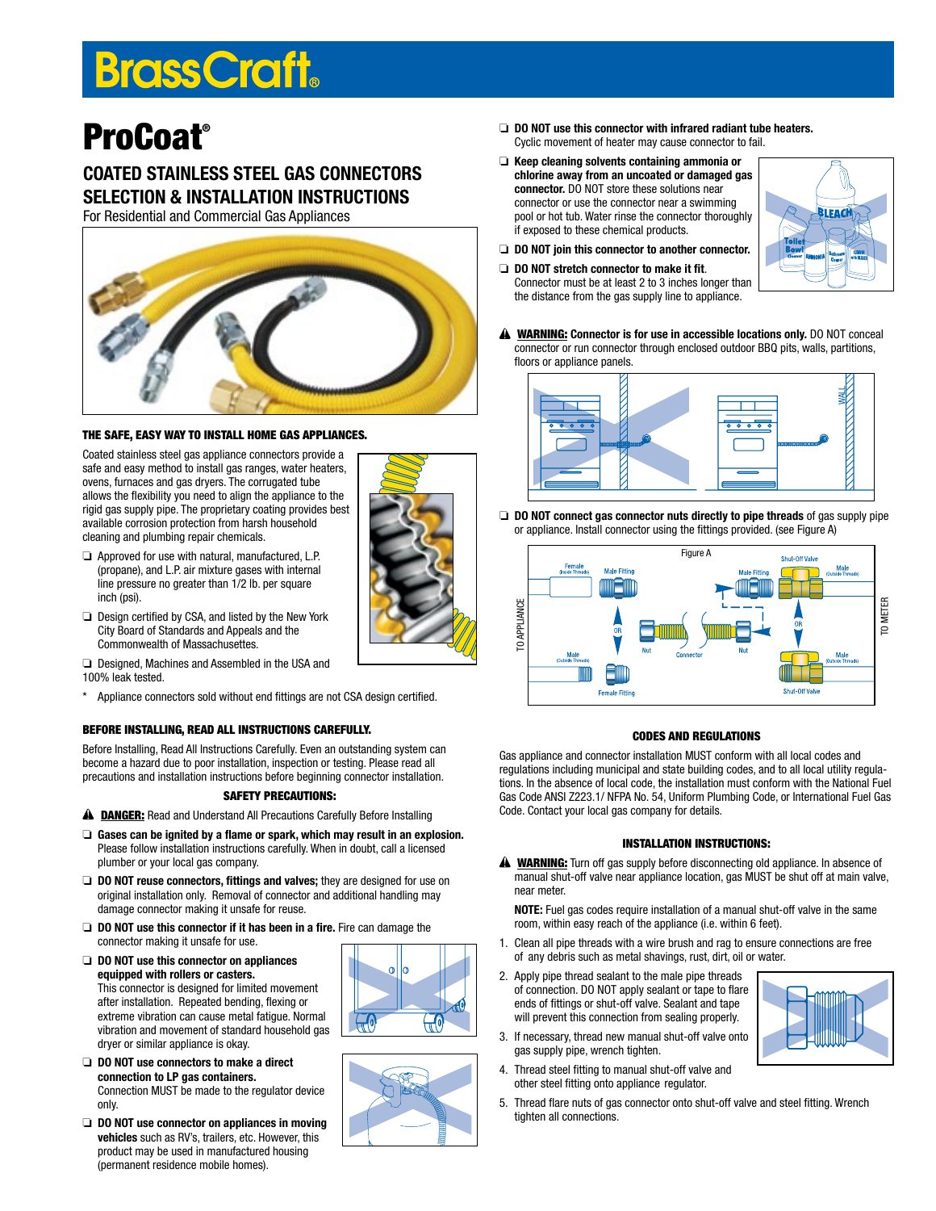# BrassCraft®

# ProCoat®

## COATED STAINLESS STEEL GAS CONNECTORS SELECTION & INSTALLATION INSTRUCTIONS

For Residential and Commercial Gas Appliances

### THE SAFE, EASY WAY TO INSTALL HOME GAS APPLIANCES.

Coated stainless steel gas appliance connectors provide a safe and easy method to install gas ranges, water heaters, ovens, furnaces and gas dryers. The corrugated tube allows the flexibility you need to align the appliance to the rigid gas supply pipe. The proprietary coating provides best available corrosion protection from harsh household cleaning and plumbing repair chemicals.

- ❑ Approved for use with natural, manufactured, L.P. (propane), and L.P. air mixture gases with internal line pressure no greater than 1/2 lb. per square inch (psi).
- ❑ Design certified by CSA, and listed by the New York City Board of Standards and Appeals and the Commonwealth of Massachusetts.
- ❑ Designed, Machines and Assembled in the USA and 100% leak tested.

\* Appliance connectors sold without end fittings are not CSA design certified.

### BEFORE INSTALLING, READ ALL INSTRUCTIONS CAREFULLY.

Before Installing, Read All Instructions Carefully. Even an outstanding system can become a hazard due to poor installation, inspection or testing. Please read all precautions and installation instructions before beginning connector installation.

### SAFETY PRECAUTIONS:

⚠ **DANGER:** Read and Understand All Precautions Carefully Before Installing

- ❑ **Gases can be ignited by a flame or spark, which may result in an explosion.** Please follow installation instructions carefully. When in doubt, call a licensed plumber or your local gas company.
- ❑ **DO NOT reuse connectors, fittings and valves;** they are designed for use on original installation only. Removal of connector and additional handling may damage connector making it unsafe for reuse.
- ❑ **DO NOT use this connector if it has been in a fire.** Fire can damage the connector making it unsafe for use.
- ❑ **DO NOT use this connector on appliances equipped with rollers or casters.** This connector is designed for limited movement after installation. Repeated bending, flexing or extreme vibration can cause metal fatigue. Normal vibration and movement of standard household gas dryer or similar appliance is okay.
- ❑ **DO NOT use connectors to make a direct connection to LP gas containers.** Connection MUST be made to the regulator device only.
- ❑ **DO NOT use connector on appliances in moving vehicles** such as RV's, trailers, etc. However, this product may be used in manufactured housing (permanent residence mobile homes).
- ❑ **DO NOT use this connector with infrared radiant tube heaters.** Cyclic movement of heater may cause connector to fail.
- ❑ **Keep cleaning solvents containing ammonia or chlorine away from an uncoated or damaged gas connector.** DO NOT store these solutions near connector or use the connector near a swimming pool or hot tub. Water rinse the connector thoroughly if exposed to these chemical products.
- ❑ **DO NOT join this connector to another connector.**
- ❑ **DO NOT stretch connector to make it fit.** Connector must be at least 2 to 3 inches longer than the distance from the gas supply line to appliance.

⚠ **WARNING: Connector is for use in accessible locations only.** DO NOT conceal connector or run connector through enclosed outdoor BBQ pits, walls, partitions, floors or appliance panels.

- ❑ **DO NOT connect gas connector nuts directly to pipe threads** of gas supply pipe or appliance. Install connector using the fittings provided. (see Figure A)

Figure A

### CODES AND REGULATIONS

Gas appliance and connector installation MUST conform with all local codes and regulations including municipal and state building codes, and to all local utility regulations. In the absence of local code, the installation must conform with the National Fuel Gas Code ANSI Z223.1/ NFPA No. 54, Uniform Plumbing Code, or International Fuel Gas Code. Contact your local gas company for details.

### INSTALLATION INSTRUCTIONS:

⚠ **WARNING:** Turn off gas supply before disconnecting old appliance. In absence of manual shut-off valve near appliance location, gas MUST be shut off at main valve, near meter.

**NOTE:** Fuel gas codes require installation of a manual shut-off valve in the same room, within easy reach of the appliance (i.e. within 6 feet).

1. Clean all pipe threads with a wire brush and rag to ensure connections are free of any debris such as metal shavings, rust, dirt, oil or water.
2. Apply pipe thread sealant to the male pipe threads of connection. DO NOT apply sealant or tape to flare ends of fittings or shut-off valve. Sealant and tape will prevent this connection from sealing properly.
3. If necessary, thread new manual shut-off valve onto gas supply pipe, wrench tighten.
4. Thread steel fitting to manual shut-off valve and other steel fitting onto appliance regulator.
5. Thread flare nuts of gas connector onto shut-off valve and steel fitting. Wrench tighten all connections.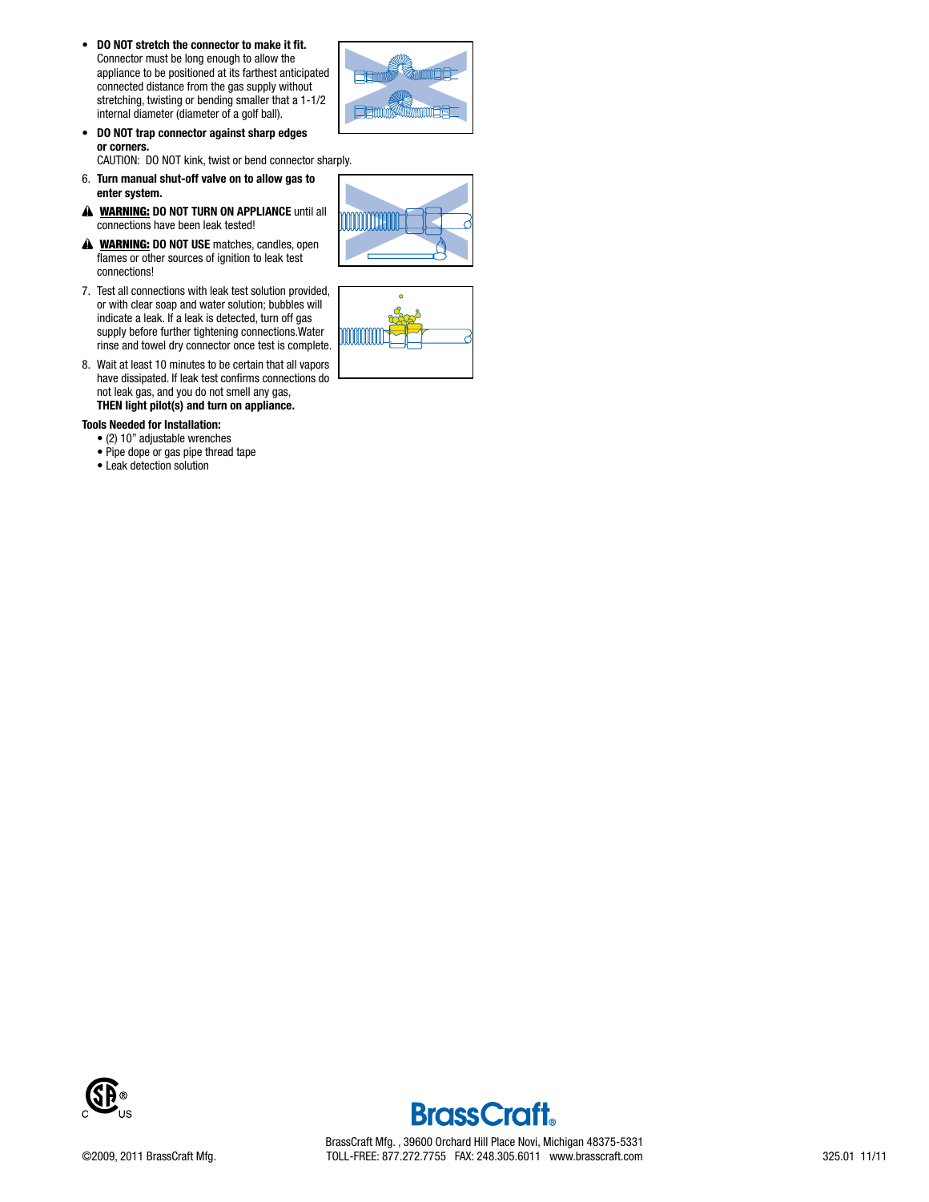- **DO NOT stretch the connector to make it fit.** Connector must be long enough to allow the appliance to be positioned at its farthest anticipated connected distance from the gas supply without stretching, twisting or bending smaller that a 1-1/2 internal diameter (diameter of a golf ball).
- **DO NOT trap connector against sharp edges or corners.**
  CAUTION: DO NOT kink, twist or bend connector sharply.

6. **Turn manual shut-off valve on to allow gas to enter system.**

⚠ **WARNING: DO NOT TURN ON APPLIANCE** until all connections have been leak tested!

⚠ **WARNING: DO NOT USE** matches, candles, open flames or other sources of ignition to leak test connections!

7. Test all connections with leak test solution provided, or with clear soap and water solution; bubbles will indicate a leak. If a leak is detected, turn off gas supply before further tightening connections.Water rinse and towel dry connector once test is complete.
8. Wait at least 10 minutes to be certain that all vapors have dissipated. If leak test confirms connections do not leak gas, and you do not smell any gas, **THEN light pilot(s) and turn on appliance.**

**Tools Needed for Installation:**

- (2) 10” adjustable wrenches
- Pipe dope or gas pipe thread tape
- Leak detection solution

BrassCraft®

BrassCraft Mfg. , 39600 Orchard Hill Place Novi, Michigan 48375-5331
TOLL-FREE: 877.272.7755 FAX: 248.305.6011 www.brasscraft.com

©2009, 2011 BrassCraft Mfg.

325.01 11/11